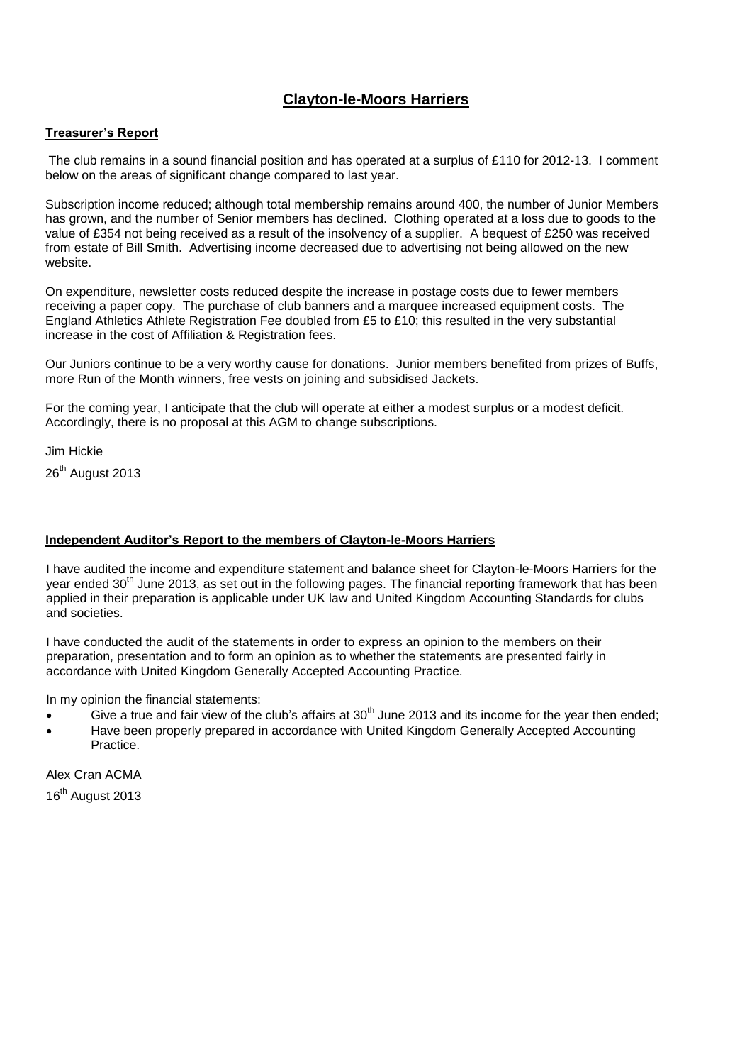# Clayton-le-Moors Harriers

## Treasurer's Report

The club remains in a sound financial position and has operated at a surplus of £110 for 2012-13. I comment below on the areas of significant change compared to last year.

Subscription income reduced; although total membership remains around 400, the number of Junior Members has grown, and the number of Senior members has declined. Clothing operated at a loss due to goods to the value of £354 not being received as a result of the insolvency of a supplier. A bequest of £250 was received from estate of Bill Smith. Advertising income decreased due to advertising not being allowed on the new website.

On expenditure, newsletter costs reduced despite the increase in postage costs due to fewer members receiving a paper copy. The purchase of club banners and a marquee increased equipment costs. The England Athletics Athlete Registration Fee doubled from £5 to £10; this resulted in the very substantial increase in the cost of Affiliation & Registration fees.

Our Juniors continue to be a very worthy cause for donations. Junior members benefited from prizes of Buffs, more Run of the Month winners, free vests on joining and subsidised Jackets.

For the coming year, I anticipate that the club will operate at either a modest surplus or a modest deficit. Accordingly, there is no proposal at this AGM to change subscriptions.

Jim Hickie

26th August 2013

## Independent Auditor's Report to the members of Clayton-le-Moors Harriers

I have audited the income and expenditure statement and balance sheet for Clayton-le-Moors Harriers for the year ended 30th June 2013, as set out in the following pages. The financial reporting framework that has been applied in their preparation is applicable under UK law and United Kingdom Accounting Standards for clubs and societies.

I have conducted the audit of the statements in order to express an opinion to the members on their preparation, presentation and to form an opinion as to whether the statements are presented fairly in accordance with United Kingdom Generally Accepted Accounting Practice.

In my opinion the financial statements:

- Give a true and fair view of the club's affairs at 30th June 2013 and its income for the year then ended;
- Have been properly prepared in accordance with United Kingdom Generally Accepted Accounting Practice.

Alex Cran ACMA

16th August 2013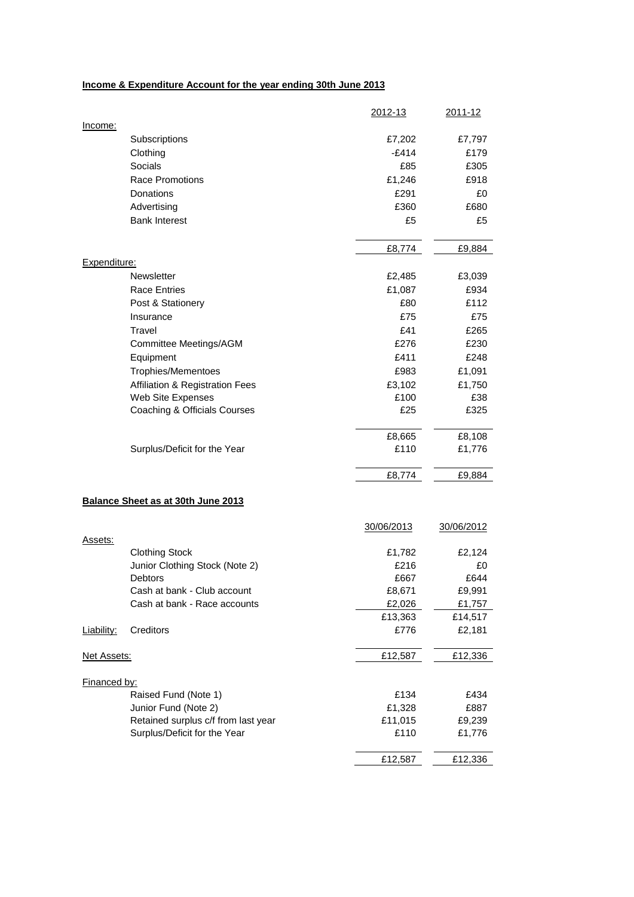**Income & Expenditure Account for the year ending 30th June 2013**

| | | 2012-13 | 2011-12 |
|---|---|---|---|
| Income: | | | |
| | Subscriptions | £7,202 | £7,797 |
| | Clothing | -£414 | £179 |
| | Socials | £85 | £305 |
| | Race Promotions | £1,246 | £918 |
| | Donations | £291 | £0 |
| | Advertising | £360 | £680 |
| | Bank Interest | £5 | £5 |
| | | £8,774 | £9,884 |
| Expenditure: | | | |
| | Newsletter | £2,485 | £3,039 |
| | Race Entries | £1,087 | £934 |
| | Post & Stationery | £80 | £112 |
| | Insurance | £75 | £75 |
| | Travel | £41 | £265 |
| | Committee Meetings/AGM | £276 | £230 |
| | Equipment | £411 | £248 |
| | Trophies/Mementoes | £983 | £1,091 |
| | Affiliation & Registration Fees | £3,102 | £1,750 |
| | Web Site Expenses | £100 | £38 |
| | Coaching & Officials Courses | £25 | £325 |
| | | £8,665 | £8,108 |
| | Surplus/Deficit for the Year | £110 | £1,776 |
| | | £8,774 | £9,884 |

**Balance Sheet as at 30th June 2013**

| | | 30/06/2013 | 30/06/2012 |
|---|---|---|---|
| Assets: | | | |
| | Clothing Stock | £1,782 | £2,124 |
| | Junior Clothing Stock (Note 2) | £216 | £0 |
| | Debtors | £667 | £644 |
| | Cash at bank - Club account | £8,671 | £9,991 |
| | Cash at bank - Race accounts | £2,026 | £1,757 |
| | | £13,363 | £14,517 |
| Liability: | Creditors | £776 | £2,181 |
| Net Assets: | | £12,587 | £12,336 |
| Financed by: | | | |
| | Raised Fund (Note 1) | £134 | £434 |
| | Junior Fund (Note 2) | £1,328 | £887 |
| | Retained surplus c/f from last year | £11,015 | £9,239 |
| | Surplus/Deficit for the Year | £110 | £1,776 |
| | | £12,587 | £12,336 |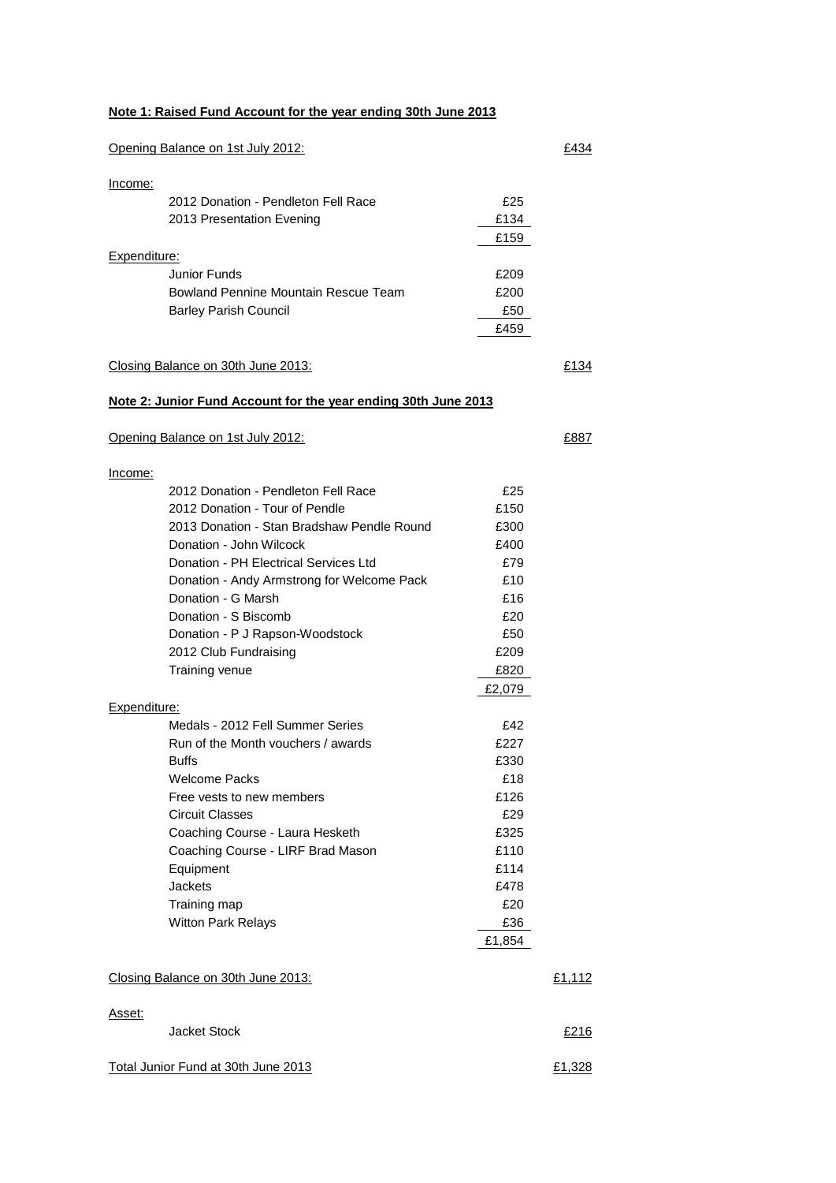**Note 1: Raised Fund Account for the year ending 30th June 2013**

| | | |
|---|---|---|
| Opening Balance on 1st July 2012: | | £434 |
| Income: | | |
| 2012 Donation - Pendleton Fell Race | £25 | |
| 2013 Presentation Evening | £134 | |
| | £159 | |
| Expenditure: | | |
| Junior Funds | £209 | |
| Bowland Pennine Mountain Rescue Team | £200 | |
| Barley Parish Council | £50 | |
| | £459 | |
| Closing Balance on 30th June 2013: | | £134 |

**Note 2: Junior Fund Account for the year ending 30th June 2013**

| | | |
|---|---|---|
| Opening Balance on 1st July 2012: | | £887 |
| Income: | | |
| 2012 Donation - Pendleton Fell Race | £25 | |
| 2012 Donation - Tour of Pendle | £150 | |
| 2013 Donation - Stan Bradshaw Pendle Round | £300 | |
| Donation - John Wilcock | £400 | |
| Donation - PH Electrical Services Ltd | £79 | |
| Donation - Andy Armstrong for Welcome Pack | £10 | |
| Donation - G Marsh | £16 | |
| Donation - S Biscomb | £20 | |
| Donation - P J Rapson-Woodstock | £50 | |
| 2012 Club Fundraising | £209 | |
| Training venue | £820 | |
| | £2,079 | |
| Expenditure: | | |
| Medals - 2012 Fell Summer Series | £42 | |
| Run of the Month vouchers / awards | £227 | |
| Buffs | £330 | |
| Welcome Packs | £18 | |
| Free vests to new members | £126 | |
| Circuit Classes | £29 | |
| Coaching Course - Laura Hesketh | £325 | |
| Coaching Course - LIRF Brad Mason | £110 | |
| Equipment | £114 | |
| Jackets | £478 | |
| Training map | £20 | |
| Witton Park Relays | £36 | |
| | £1,854 | |
| Closing Balance on 30th June 2013: | | £1,112 |
| Asset: | | |
| Jacket Stock | | £216 |
| Total Junior Fund at 30th June 2013 | | £1,328 |